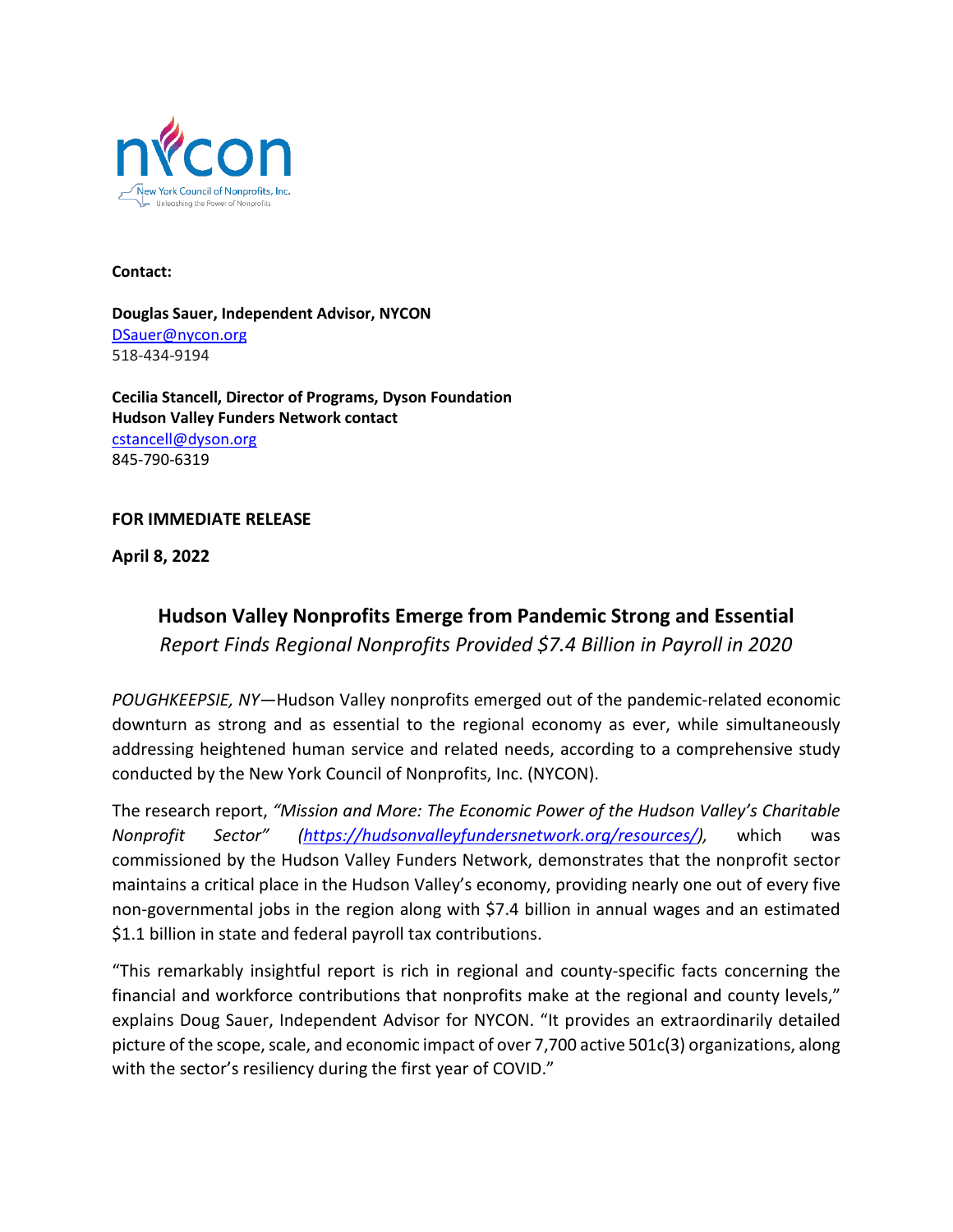nycon
New York Council of Nonprofits, Inc.
Unleashing the Power of Nonprofits

**Contact:**

**Douglas Sauer, Independent Advisor, NYCON**
DSauer@nycon.org
518-434-9194

**Cecilia Stancell, Director of Programs, Dyson Foundation**
**Hudson Valley Funders Network contact**
cstancell@dyson.org
845-790-6319

**FOR IMMEDIATE RELEASE**

**April 8, 2022**

## Hudson Valley Nonprofits Emerge from Pandemic Strong and Essential

*Report Finds Regional Nonprofits Provided $7.4 Billion in Payroll in 2020*

*POUGHKEEPSIE, NY*—Hudson Valley nonprofits emerged out of the pandemic-related economic downturn as strong and as essential to the regional economy as ever, while simultaneously addressing heightened human service and related needs, according to a comprehensive study conducted by the New York Council of Nonprofits, Inc. (NYCON).

The research report, *"Mission and More: The Economic Power of the Hudson Valley's Charitable Nonprofit Sector" (https://hudsonvalleyfundersnetwork.org/resources/),* which was commissioned by the Hudson Valley Funders Network, demonstrates that the nonprofit sector maintains a critical place in the Hudson Valley's economy, providing nearly one out of every five non-governmental jobs in the region along with $7.4 billion in annual wages and an estimated $1.1 billion in state and federal payroll tax contributions.

"This remarkably insightful report is rich in regional and county-specific facts concerning the financial and workforce contributions that nonprofits make at the regional and county levels," explains Doug Sauer, Independent Advisor for NYCON. "It provides an extraordinarily detailed picture of the scope, scale, and economic impact of over 7,700 active 501c(3) organizations, along with the sector's resiliency during the first year of COVID."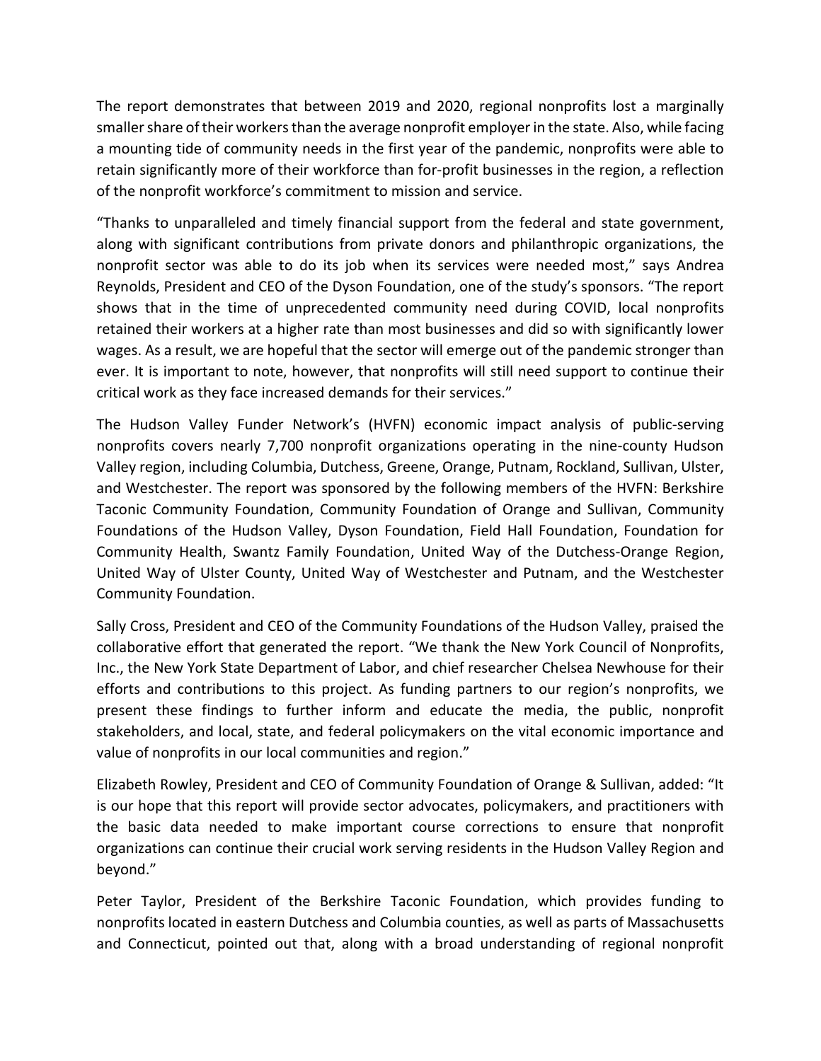The report demonstrates that between 2019 and 2020, regional nonprofits lost a marginally smaller share of their workers than the average nonprofit employer in the state. Also, while facing a mounting tide of community needs in the first year of the pandemic, nonprofits were able to retain significantly more of their workforce than for-profit businesses in the region, a reflection of the nonprofit workforce's commitment to mission and service.

"Thanks to unparalleled and timely financial support from the federal and state government, along with significant contributions from private donors and philanthropic organizations, the nonprofit sector was able to do its job when its services were needed most," says Andrea Reynolds, President and CEO of the Dyson Foundation, one of the study's sponsors. "The report shows that in the time of unprecedented community need during COVID, local nonprofits retained their workers at a higher rate than most businesses and did so with significantly lower wages. As a result, we are hopeful that the sector will emerge out of the pandemic stronger than ever. It is important to note, however, that nonprofits will still need support to continue their critical work as they face increased demands for their services."

The Hudson Valley Funder Network's (HVFN) economic impact analysis of public-serving nonprofits covers nearly 7,700 nonprofit organizations operating in the nine-county Hudson Valley region, including Columbia, Dutchess, Greene, Orange, Putnam, Rockland, Sullivan, Ulster, and Westchester. The report was sponsored by the following members of the HVFN: Berkshire Taconic Community Foundation, Community Foundation of Orange and Sullivan, Community Foundations of the Hudson Valley, Dyson Foundation, Field Hall Foundation, Foundation for Community Health, Swantz Family Foundation, United Way of the Dutchess-Orange Region, United Way of Ulster County, United Way of Westchester and Putnam, and the Westchester Community Foundation.

Sally Cross, President and CEO of the Community Foundations of the Hudson Valley, praised the collaborative effort that generated the report. "We thank the New York Council of Nonprofits, Inc., the New York State Department of Labor, and chief researcher Chelsea Newhouse for their efforts and contributions to this project. As funding partners to our region's nonprofits, we present these findings to further inform and educate the media, the public, nonprofit stakeholders, and local, state, and federal policymakers on the vital economic importance and value of nonprofits in our local communities and region."

Elizabeth Rowley, President and CEO of Community Foundation of Orange & Sullivan, added: "It is our hope that this report will provide sector advocates, policymakers, and practitioners with the basic data needed to make important course corrections to ensure that nonprofit organizations can continue their crucial work serving residents in the Hudson Valley Region and beyond."

Peter Taylor, President of the Berkshire Taconic Foundation, which provides funding to nonprofits located in eastern Dutchess and Columbia counties, as well as parts of Massachusetts and Connecticut, pointed out that, along with a broad understanding of regional nonprofit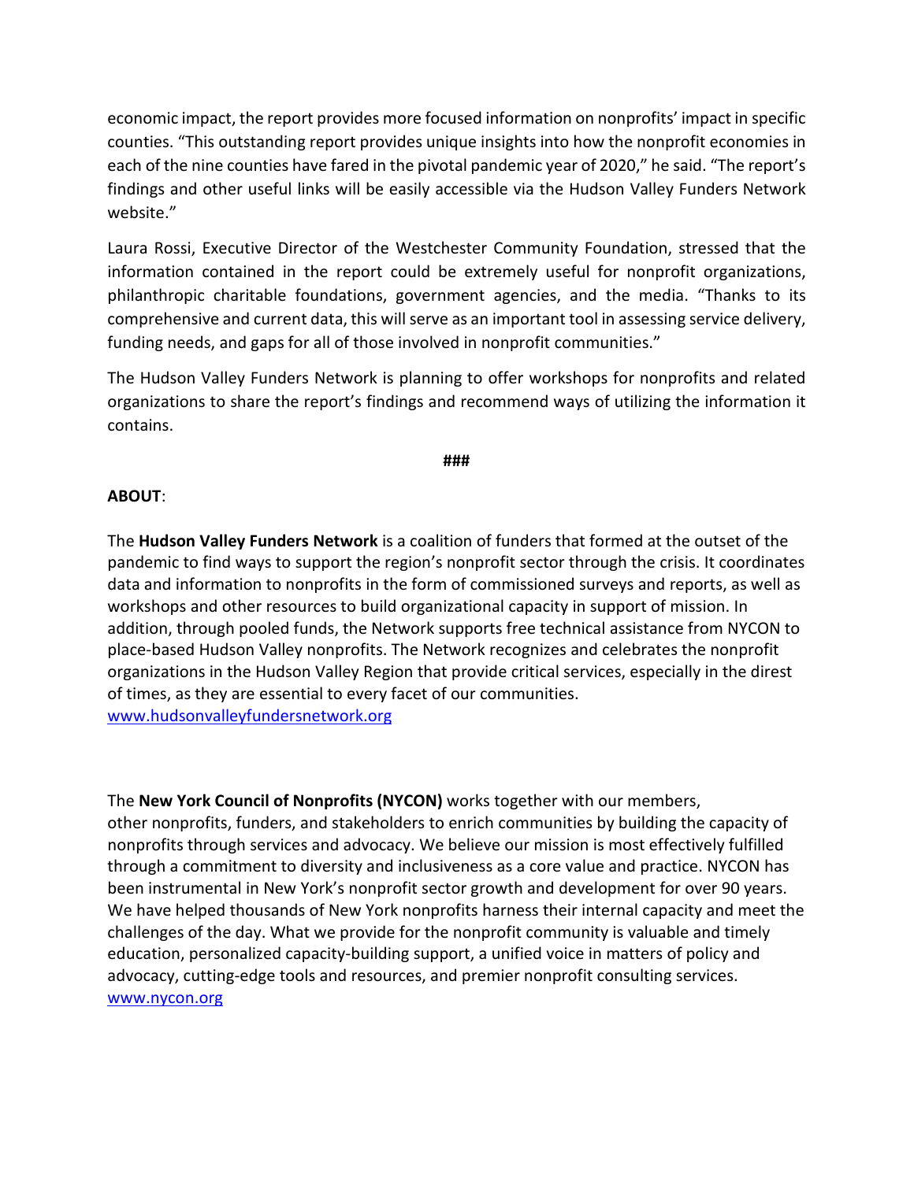economic impact, the report provides more focused information on nonprofits' impact in specific counties. "This outstanding report provides unique insights into how the nonprofit economies in each of the nine counties have fared in the pivotal pandemic year of 2020," he said. "The report's findings and other useful links will be easily accessible via the Hudson Valley Funders Network website."

Laura Rossi, Executive Director of the Westchester Community Foundation, stressed that the information contained in the report could be extremely useful for nonprofit organizations, philanthropic charitable foundations, government agencies, and the media. "Thanks to its comprehensive and current data, this will serve as an important tool in assessing service delivery, funding needs, and gaps for all of those involved in nonprofit communities."

The Hudson Valley Funders Network is planning to offer workshops for nonprofits and related organizations to share the report's findings and recommend ways of utilizing the information it contains.

**###**

**ABOUT**:

The **Hudson Valley Funders Network** is a coalition of funders that formed at the outset of the pandemic to find ways to support the region's nonprofit sector through the crisis. It coordinates data and information to nonprofits in the form of commissioned surveys and reports, as well as workshops and other resources to build organizational capacity in support of mission. In addition, through pooled funds, the Network supports free technical assistance from NYCON to place-based Hudson Valley nonprofits. The Network recognizes and celebrates the nonprofit organizations in the Hudson Valley Region that provide critical services, especially in the direst of times, as they are essential to every facet of our communities.
[www.hudsonvalleyfundersnetwork.org](http://www.hudsonvalleyfundersnetwork.org)

The **New York Council of Nonprofits (NYCON)** works together with our members, other nonprofits, funders, and stakeholders to enrich communities by building the capacity of nonprofits through services and advocacy. We believe our mission is most effectively fulfilled through a commitment to diversity and inclusiveness as a core value and practice. NYCON has been instrumental in New York's nonprofit sector growth and development for over 90 years. We have helped thousands of New York nonprofits harness their internal capacity and meet the challenges of the day. What we provide for the nonprofit community is valuable and timely education, personalized capacity-building support, a unified voice in matters of policy and advocacy, cutting-edge tools and resources, and premier nonprofit consulting services.
[www.nycon.org](http://www.nycon.org)